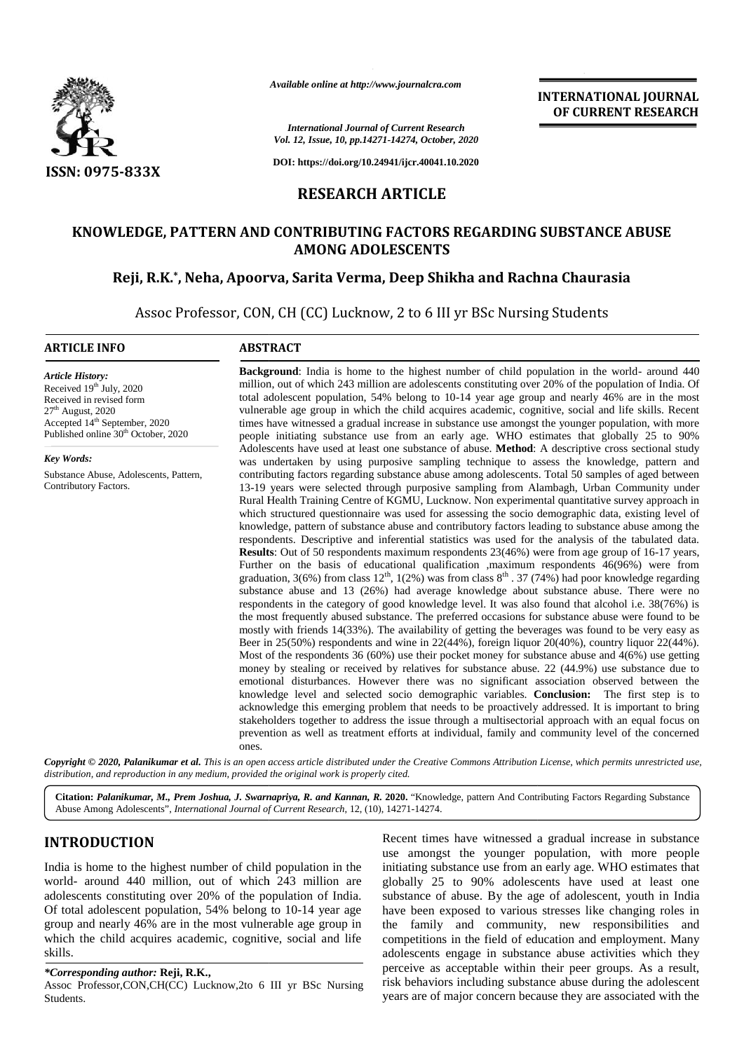*Available online at http://www.journalcra.com*

*International Journal of Current Research*
*Vol. 12, Issue, 10, pp.14271-14274, October, 2020*

**DOI: https://doi.org/10.24941/ijcr.40041.10.2020**

**INTERNATIONAL JOURNAL OF CURRENT RESEARCH**

ISSN: 0975-833X

## RESEARCH ARTICLE

# KNOWLEDGE, PATTERN AND CONTRIBUTING FACTORS REGARDING SUBSTANCE ABUSE AMONG ADOLESCENTS

**Reji, R.K.*, Neha, Apoorva, Sarita Verma, Deep Shikha and Rachna Chaurasia**

Assoc Professor, CON, CH (CC) Lucknow, 2 to 6 III yr BSc Nursing Students

### ARTICLE INFO

*Article History:*
Received 19th July, 2020
Received in revised form
27th August, 2020
Accepted 14th September, 2020
Published online 30th October, 2020

*Key Words:*
Substance Abuse, Adolescents, Pattern, Contributory Factors.

### ABSTRACT

**Background**: India is home to the highest number of child population in the world- around 440 million, out of which 243 million are adolescents constituting over 20% of the population of India. Of total adolescent population, 54% belong to 10-14 year age group and nearly 46% are in the most vulnerable age group in which the child acquires academic, cognitive, social and life skills. Recent times have witnessed a gradual increase in substance use amongst the younger population, with more people initiating substance use from an early age. WHO estimates that globally 25 to 90% Adolescents have used at least one substance of abuse. **Method**: A descriptive cross sectional study was undertaken by using purposive sampling technique to assess the knowledge, pattern and contributing factors regarding substance abuse among adolescents. Total 50 samples of aged between 13-19 years were selected through purposive sampling from Alambagh, Urban Community under Rural Health Training Centre of KGMU, Lucknow. Non experimental quantitative survey approach in which structured questionnaire was used for assessing the socio demographic data, existing level of knowledge, pattern of substance abuse and contributory factors leading to substance abuse among the respondents. Descriptive and inferential statistics was used for the analysis of the tabulated data. **Results**: Out of 50 respondents maximum respondents 23(46%) were from age group of 16-17 years, Further on the basis of educational qualification ,maximum respondents 46(96%) were from graduation, 3(6%) from class 12th, 1(2%) was from class 8th . 37 (74%) had poor knowledge regarding substance abuse and 13 (26%) had average knowledge about substance abuse. There were no respondents in the category of good knowledge level. It was also found that alcohol i.e. 38(76%) is the most frequently abused substance. The preferred occasions for substance abuse were found to be mostly with friends 14(33%). The availability of getting the beverages was found to be very easy as Beer in 25(50%) respondents and wine in 22(44%), foreign liquor 20(40%), country liquor 22(44%). Most of the respondents 36 (60%) use their pocket money for substance abuse and 4(6%) use getting money by stealing or received by relatives for substance abuse. 22 (44.9%) use substance due to emotional disturbances. However there was no significant association observed between the knowledge level and selected socio demographic variables. **Conclusion:** The first step is to acknowledge this emerging problem that needs to be proactively addressed. It is important to bring stakeholders together to address the issue through a multisectorial approach with an equal focus on prevention as well as treatment efforts at individual, family and community level of the concerned ones.

***Copyright © 2020, Palanikumar et al.*** *This is an open access article distributed under the Creative Commons Attribution License, which permits unrestricted use, distribution, and reproduction in any medium, provided the original work is properly cited.*

**Citation:** ***Palanikumar, M., Prem Joshua, J. Swarnapriya, R. and Kannan, R.*** **2020.** "Knowledge, pattern And Contributing Factors Regarding Substance Abuse Among Adolescents", *International Journal of Current Research*, 12, (10), 14271-14274.

## INTRODUCTION

India is home to the highest number of child population in the world- around 440 million, out of which 243 million are adolescents constituting over 20% of the population of India. Of total adolescent population, 54% belong to 10-14 year age group and nearly 46% are in the most vulnerable age group in which the child acquires academic, cognitive, social and life skills.

Recent times have witnessed a gradual increase in substance use amongst the younger population, with more people initiating substance use from an early age. WHO estimates that globally 25 to 90% adolescents have used at least one substance of abuse. By the age of adolescent, youth in India have been exposed to various stresses like changing roles in the family and community, new responsibilities and competitions in the field of education and employment. Many adolescents engage in substance abuse activities which they perceive as acceptable within their peer groups. As a result, risk behaviors including substance abuse during the adolescent years are of major concern because they are associated with the

*\*Corresponding author:* **Reji, R.K.,**
Assoc Professor,CON,CH(CC) Lucknow,2to 6 III yr BSc Nursing Students.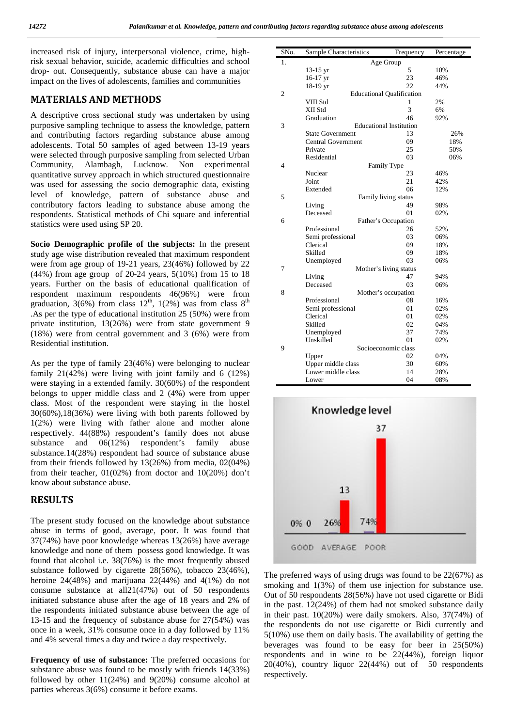increased risk of injury, interpersonal violence, crime, high-risk sexual behavior, suicide, academic difficulties and school drop- out. Consequently, substance abuse can have a major impact on the lives of adolescents, families and communities

## MATERIALS AND METHODS

A descriptive cross sectional study was undertaken by using purposive sampling technique to assess the knowledge, pattern and contributing factors regarding substance abuse among adolescents. Total 50 samples of aged between 13-19 years were selected through purposive sampling from selected Urban Community, Alambagh, Lucknow. Non experimental quantitative survey approach in which structured questionnaire was used for assessing the socio demographic data, existing level of knowledge, pattern of substance abuse and contributory factors leading to substance abuse among the respondents. Statistical methods of Chi square and inferential statistics were used using SP 20.

**Socio Demographic profile of the subjects:** In the present study age wise distribution revealed that maximum respondent were from age group of 19-21 years, 23(46%) followed by 22 (44%) from age group of 20-24 years, 5(10%) from 15 to 18 years. Further on the basis of educational qualification of respondent maximum respondents 46(96%) were from graduation, 3(6%) from class 12th, 1(2%) was from class 8th .As per the type of educational institution 25 (50%) were from private institution, 13(26%) were from state government 9 (18%) were from central government and 3 (6%) were from Residential institution.

As per the type of family 23(46%) were belonging to nuclear family 21(42%) were living with joint family and 6 (12%) were staying in a extended family. 30(60%) of the respondent belongs to upper middle class and 2 (4%) were from upper class. Most of the respondent were staying in the hostel 30(60%),18(36%) were living with both parents followed by 1(2%) were living with father alone and mother alone respectively. 44(88%) respondent's family does not abuse substance and 06(12%) respondent's family abuse substance.14(28%) respondent had source of substance abuse from their friends followed by 13(26%) from media, 02(04%) from their teacher, 01(02%) from doctor and 10(20%) don't know about substance abuse.

| SNo. | Sample Characteristics | Frequency | Percentage |
|---|---|---|---|
| 1. | Age Group | | |
| | 13-15 yr | 5 | 10% |
| | 16-17 yr | 23 | 46% |
| | 18-19 yr | 22 | 44% |
| 2 | Educational Qualification | | |
| | VIII Std | 1 | 2% |
| | XII Std | 3 | 6% |
| | Graduation | 46 | 92% |
| 3 | Educational Institution | | |
| | State Government | 13 | 26% |
| | Central Government | 09 | 18% |
| | Private | 25 | 50% |
| | Residential | 03 | 06% |
| 4 | Family Type | | |
| | Nuclear | 23 | 46% |
| | Joint | 21 | 42% |
| | Extended | 06 | 12% |
| 5 | Family living status | | |
| | Living | 49 | 98% |
| | Deceased | 01 | 02% |
| 6 | Father's Occupation | | |
| | Professional | 26 | 52% |
| | Semi professional | 03 | 06% |
| | Clerical | 09 | 18% |
| | Skilled | 09 | 18% |
| | Unemployed | 03 | 06% |
| 7 | Mother's living status | | |
| | Living | 47 | 94% |
| | Deceased | 03 | 06% |
| 8 | Mother's occupation | | |
| | Professional | 08 | 16% |
| | Semi professional | 01 | 02% |
| | Clerical | 01 | 02% |
| | Skilled | 02 | 04% |
| | Unemployed | 37 | 74% |
| | Unskilled | 01 | 02% |
| 9 | Socioeconomic class | | |
| | Upper | 02 | 04% |
| | Upper middle class | 30 | 60% |
| | Lower middle class | 14 | 28% |
| | Lower | 04 | 08% |

Knowledge level

GOOD: 0 (0%) AVERAGE: 13 (26%) POOR: 37 (74%)

## RESULTS

The present study focused on the knowledge about substance abuse in terms of good, average, poor. It was found that 37(74%) have poor knowledge whereas 13(26%) have average knowledge and none of them possess good knowledge. It was found that alcohol i.e. 38(76%) is the most frequently abused substance followed by cigarette 28(56%), tobacco 23(46%), heroine 24(48%) and marijuana 22(44%) and 4(1%) do not consume substance at all21(47%) out of 50 respondents initiated substance abuse after the age of 18 years and 2% of the respondents initiated substance abuse between the age of 13-15 and the frequency of substance abuse for 27(54%) was once in a week, 31% consume once in a day followed by 11% and 4% several times a day and twice a day respectively.

**Frequency of use of substance:** The preferred occasions for substance abuse was found to be mostly with friends 14(33%) followed by other 11(24%) and 9(20%) consume alcohol at parties whereas 3(6%) consume it before exams.

The preferred ways of using drugs was found to be 22(67%) as smoking and 1(3%) of them use injection for substance use. Out of 50 respondents 28(56%) have not used cigarette or Bidi in the past. 12(24%) of them had not smoked substance daily in their past. 10(20%) were daily smokers. Also, 37(74%) of the respondents do not use cigarette or Bidi currently and 5(10%) use them on daily basis. The availability of getting the beverages was found to be easy for beer in 25(50%) respondents and in wine to be 22(44%), foreign liquor 20(40%), country liquor 22(44%) out of 50 respondents respectively.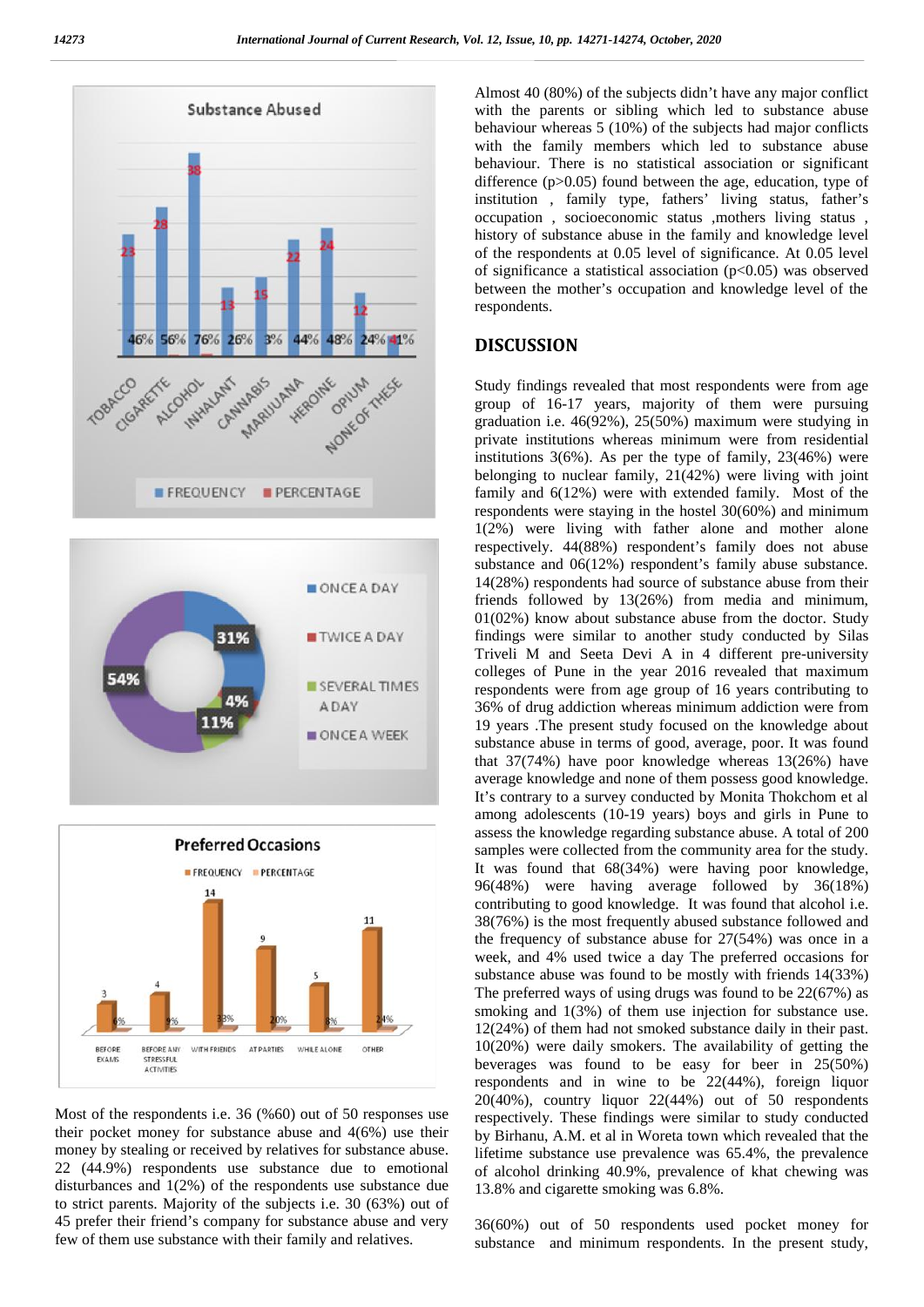Most of the respondents i.e. 36 (%60) out of 50 responses use their pocket money for substance abuse and 4(6%) use their money by stealing or received by relatives for substance abuse. 22 (44.9%) respondents use substance due to emotional disturbances and 1(2%) of the respondents use substance due to strict parents. Majority of the subjects i.e. 30 (63%) out of 45 prefer their friend's company for substance abuse and very few of them use substance with their family and relatives.

Almost 40 (80%) of the subjects didn't have any major conflict with the parents or sibling which led to substance abuse behaviour whereas 5 (10%) of the subjects had major conflicts with the family members which led to substance abuse behaviour. There is no statistical association or significant difference (p>0.05) found between the age, education, type of institution , family type, fathers' living status, father's occupation , socioeconomic status ,mothers living status , history of substance abuse in the family and knowledge level of the respondents at 0.05 level of significance. At 0.05 level of significance a statistical association (p<0.05) was observed between the mother's occupation and knowledge level of the respondents.

## DISCUSSION

Study findings revealed that most respondents were from age group of 16-17 years, majority of them were pursuing graduation i.e. 46(92%), 25(50%) maximum were studying in private institutions whereas minimum were from residential institutions 3(6%). As per the type of family, 23(46%) were belonging to nuclear family, 21(42%) were living with joint family and 6(12%) were with extended family. Most of the respondents were staying in the hostel 30(60%) and minimum 1(2%) were living with father alone and mother alone respectively. 44(88%) respondent's family does not abuse substance and 06(12%) respondent's family abuse substance. 14(28%) respondents had source of substance abuse from their friends followed by 13(26%) from media and minimum, 01(02%) know about substance abuse from the doctor. Study findings were similar to another study conducted by Silas Triveli M and Seeta Devi A in 4 different pre-university colleges of Pune in the year 2016 revealed that maximum respondents were from age group of 16 years contributing to 36% of drug addiction whereas minimum addiction were from 19 years .The present study focused on the knowledge about substance abuse in terms of good, average, poor. It was found that 37(74%) have poor knowledge whereas 13(26%) have average knowledge and none of them possess good knowledge. It's contrary to a survey conducted by Monita Thokchom et al among adolescents (10-19 years) boys and girls in Pune to assess the knowledge regarding substance abuse. A total of 200 samples were collected from the community area for the study. It was found that 68(34%) were having poor knowledge, 96(48%) were having average followed by 36(18%) contributing to good knowledge. It was found that alcohol i.e. 38(76%) is the most frequently abused substance followed and the frequency of substance abuse for 27(54%) was once in a week, and 4% used twice a day The preferred occasions for substance abuse was found to be mostly with friends 14(33%) The preferred ways of using drugs was found to be 22(67%) as smoking and 1(3%) of them use injection for substance use. 12(24%) of them had not smoked substance daily in their past. 10(20%) were daily smokers. The availability of getting the beverages was found to be easy for beer in 25(50%) respondents and in wine to be 22(44%), foreign liquor 20(40%), country liquor 22(44%) out of 50 respondents respectively. These findings were similar to study conducted by Birhanu, A.M. et al in Woreta town which revealed that the lifetime substance use prevalence was 65.4%, the prevalence of alcohol drinking 40.9%, prevalence of khat chewing was 13.8% and cigarette smoking was 6.8%.

36(60%) out of 50 respondents used pocket money for substance and minimum respondents. In the present study,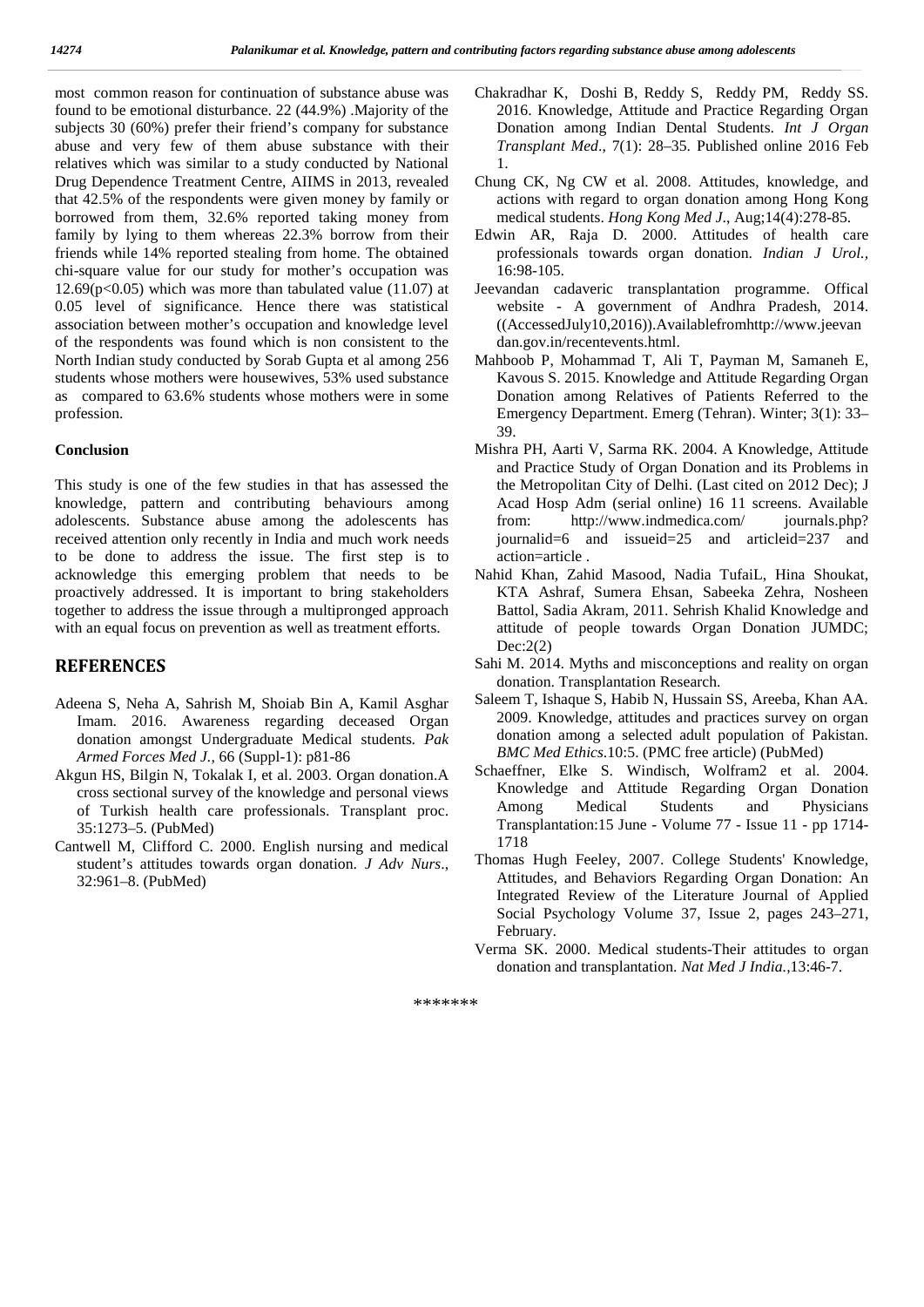most common reason for continuation of substance abuse was found to be emotional disturbance. 22 (44.9%) .Majority of the subjects 30 (60%) prefer their friend's company for substance abuse and very few of them abuse substance with their relatives which was similar to a study conducted by National Drug Dependence Treatment Centre, AIIMS in 2013, revealed that 42.5% of the respondents were given money by family or borrowed from them, 32.6% reported taking money from family by lying to them whereas 22.3% borrow from their friends while 14% reported stealing from home. The obtained chi-square value for our study for mother's occupation was 12.69($p<0.05$) which was more than tabulated value (11.07) at 0.05 level of significance. Hence there was statistical association between mother's occupation and knowledge level of the respondents was found which is non consistent to the North Indian study conducted by Sorab Gupta et al among 256 students whose mothers were housewives, 53% used substance as compared to 63.6% students whose mothers were in some profession.

### Conclusion

This study is one of the few studies in that has assessed the knowledge, pattern and contributing behaviours among adolescents. Substance abuse among the adolescents has received attention only recently in India and much work needs to be done to address the issue. The first step is to acknowledge this emerging problem that needs to be proactively addressed. It is important to bring stakeholders together to address the issue through a multipronged approach with an equal focus on prevention as well as treatment efforts.

## REFERENCES

Adeena S, Neha A, Sahrish M, Shoiab Bin A, Kamil Asghar Imam. 2016. Awareness regarding deceased Organ donation amongst Undergraduate Medical students. *Pak Armed Forces Med J.,* 66 (Suppl-1): p81-86

Akgun HS, Bilgin N, Tokalak I, et al. 2003. Organ donation.A cross sectional survey of the knowledge and personal views of Turkish health care professionals. Transplant proc. 35:1273–5. (PubMed)

Cantwell M, Clifford C. 2000. English nursing and medical student's attitudes towards organ donation. *J Adv Nurs*., 32:961–8. (PubMed)

Chakradhar K, Doshi B, Reddy S, Reddy PM, Reddy SS. 2016. Knowledge, Attitude and Practice Regarding Organ Donation among Indian Dental Students. *Int J Organ Transplant Med*., 7(1): 28–35. Published online 2016 Feb 1.

Chung CK, Ng CW et al. 2008. Attitudes, knowledge, and actions with regard to organ donation among Hong Kong medical students. *Hong Kong Med J*., Aug;14(4):278-85.

Edwin AR, Raja D. 2000. Attitudes of health care professionals towards organ donation. *Indian J Urol.,* 16:98-105.

Jeevandan cadaveric transplantation programme. Offical website - A government of Andhra Pradesh, 2014. ((AccessedJuly10,2016)).Availablefromhttp://www.jeevandan.gov.in/recentevents.html.

Mahboob P, Mohammad T, Ali T, Payman M, Samaneh E, Kavous S. 2015. Knowledge and Attitude Regarding Organ Donation among Relatives of Patients Referred to the Emergency Department. Emerg (Tehran). Winter; 3(1): 33–39.

Mishra PH, Aarti V, Sarma RK. 2004. A Knowledge, Attitude and Practice Study of Organ Donation and its Problems in the Metropolitan City of Delhi. (Last cited on 2012 Dec); J Acad Hosp Adm (serial online) 16 11 screens. Available from: http://www.indmedica.com/ journals.php? journalid=6 and issueid=25 and articleid=237 and action=article .

Nahid Khan, Zahid Masood, Nadia TufaiL, Hina Shoukat, KTA Ashraf, Sumera Ehsan, Sabeeka Zehra, Nosheen Battol, Sadia Akram, 2011. Sehrish Khalid Knowledge and attitude of people towards Organ Donation JUMDC; Dec:2(2)

Sahi M. 2014. Myths and misconceptions and reality on organ donation. Transplantation Research.

Saleem T, Ishaque S, Habib N, Hussain SS, Areeba, Khan AA. 2009. Knowledge, attitudes and practices survey on organ donation among a selected adult population of Pakistan. *BMC Med Ethics*.10:5. (PMC free article) (PubMed)

Schaeffner, Elke S. Windisch, Wolfram2 et al. 2004. Knowledge and Attitude Regarding Organ Donation Among Medical Students and Physicians Transplantation:15 June - Volume 77 - Issue 11 - pp 1714-1718

Thomas Hugh Feeley, 2007. College Students' Knowledge, Attitudes, and Behaviors Regarding Organ Donation: An Integrated Review of the Literature Journal of Applied Social Psychology Volume 37, Issue 2, pages 243–271, February.

Verma SK. 2000. Medical students-Their attitudes to organ donation and transplantation. *Nat Med J India.*,13:46-7.

*******